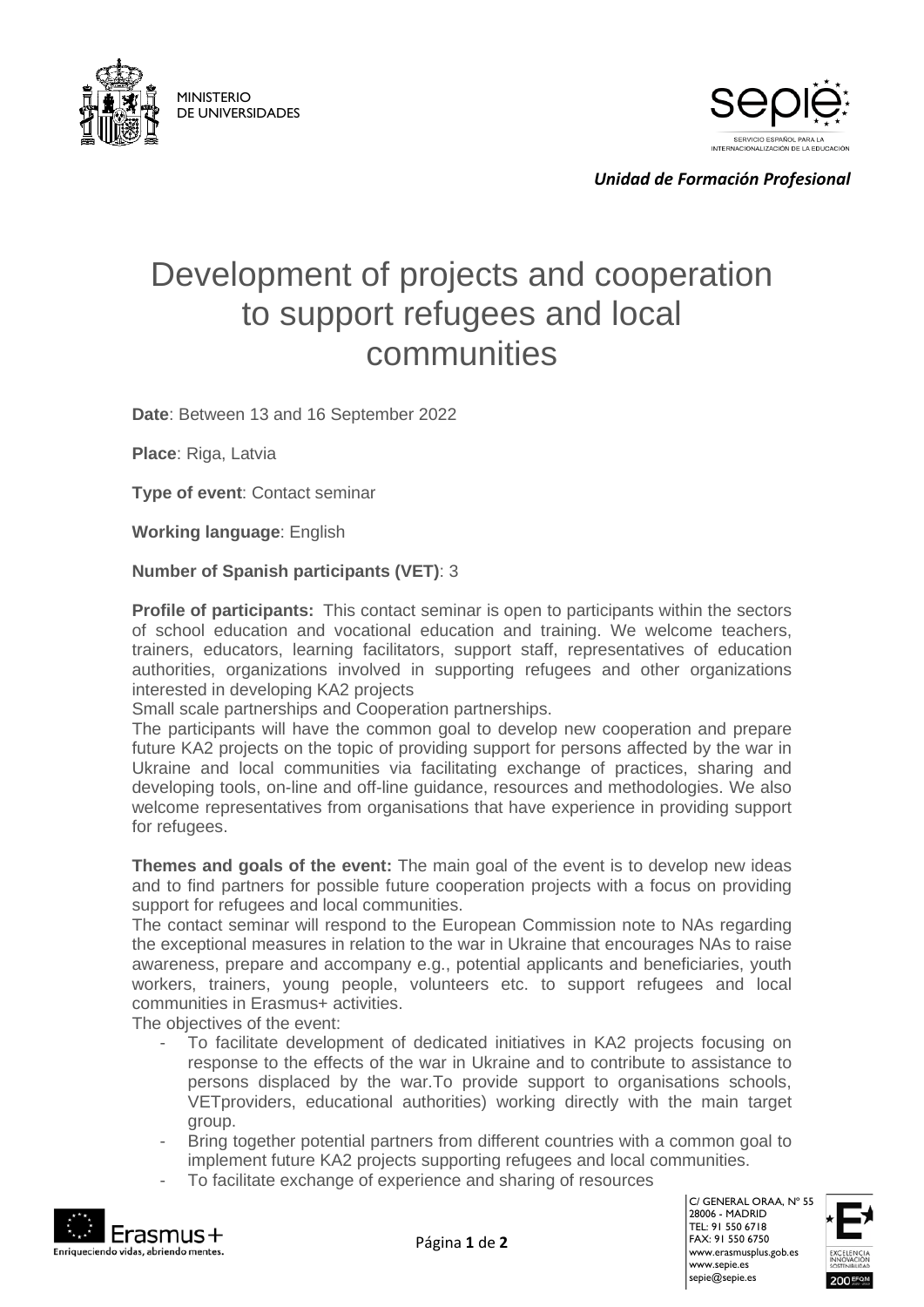MINISTERIO DE UNIVERSIDADES

*Unidad de Formación Profesional*

# Development of projects and cooperation to support refugees and local communities

**Date**: Between 13 and 16 September 2022

**Place**: Riga, Latvia

**Type of event**: Contact seminar

**Working language**: English

**Number of Spanish participants (VET)**: 3

**Profile of participants:** This contact seminar is open to participants within the sectors of school education and vocational education and training. We welcome teachers, trainers, educators, learning facilitators, support staff, representatives of education authorities, organizations involved in supporting refugees and other organizations interested in developing KA2 projects
Small scale partnerships and Cooperation partnerships.
The participants will have the common goal to develop new cooperation and prepare future KA2 projects on the topic of providing support for persons affected by the war in Ukraine and local communities via facilitating exchange of practices, sharing and developing tools, on-line and off-line guidance, resources and methodologies. We also welcome representatives from organisations that have experience in providing support for refugees.

**Themes and goals of the event:** The main goal of the event is to develop new ideas and to find partners for possible future cooperation projects with a focus on providing support for refugees and local communities.
The contact seminar will respond to the European Commission note to NAs regarding the exceptional measures in relation to the war in Ukraine that encourages NAs to raise awareness, prepare and accompany e.g., potential applicants and beneficiaries, youth workers, trainers, young people, volunteers etc. to support refugees and local communities in Erasmus+ activities.
The objectives of the event:

- To facilitate development of dedicated initiatives in KA2 projects focusing on response to the effects of the war in Ukraine and to contribute to assistance to persons displaced by the war.To provide support to organisations schools, VETproviders, educational authorities) working directly with the main target group.
- Bring together potential partners from different countries with a common goal to implement future KA2 projects supporting refugees and local communities.
- To facilitate exchange of experience and sharing of resources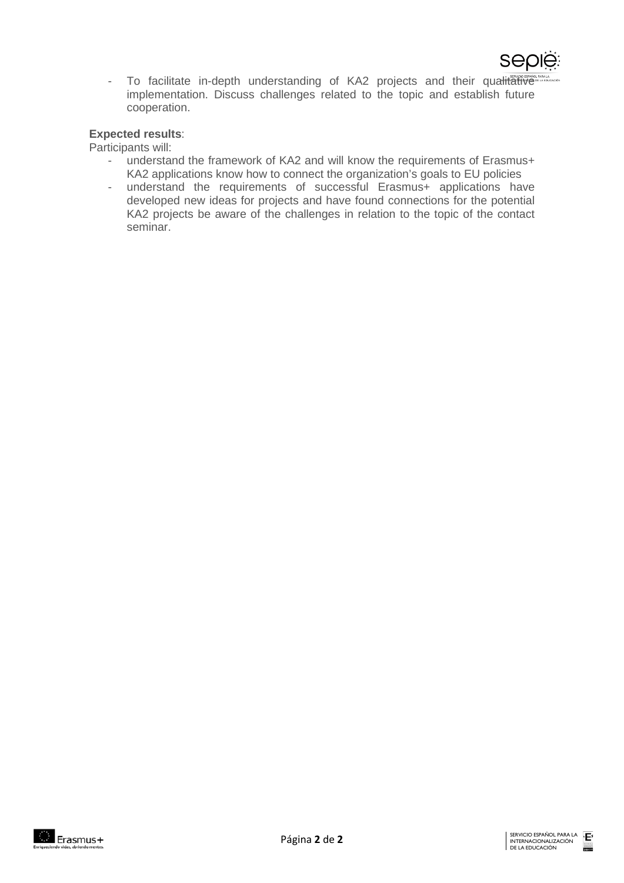- To facilitate in-depth understanding of KA2 projects and their qualitative implementation. Discuss challenges related to the topic and establish future cooperation.

**Expected results**:

Participants will:

- understand the framework of KA2 and will know the requirements of Erasmus+ KA2 applications know how to connect the organization's goals to EU policies
- understand the requirements of successful Erasmus+ applications have developed new ideas for projects and have found connections for the potential KA2 projects be aware of the challenges in relation to the topic of the contact seminar.